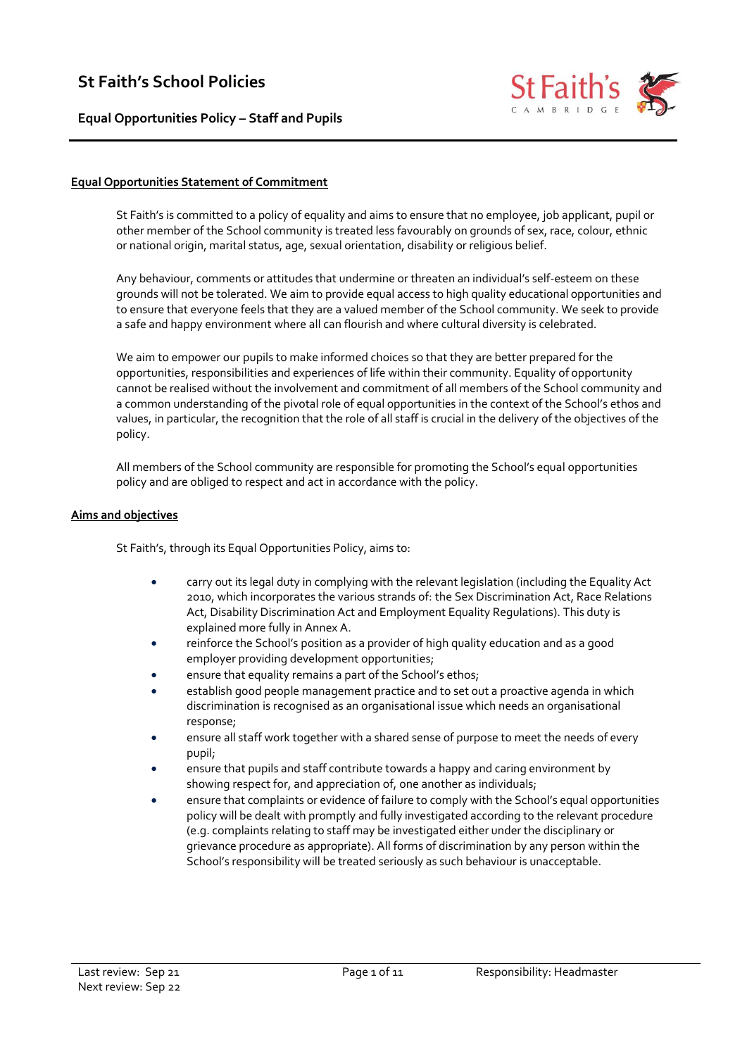# St Faith's School Policies

## Equal Opportunities Policy – Staff and Pupils

### Equal Opportunities Statement of Commitment

St Faith's is committed to a policy of equality and aims to ensure that no employee, job applicant, pupil or other member of the School community is treated less favourably on grounds of sex, race, colour, ethnic or national origin, marital status, age, sexual orientation, disability or religious belief.

Any behaviour, comments or attitudes that undermine or threaten an individual's self-esteem on these grounds will not be tolerated. We aim to provide equal access to high quality educational opportunities and to ensure that everyone feels that they are a valued member of the School community. We seek to provide a safe and happy environment where all can flourish and where cultural diversity is celebrated.

We aim to empower our pupils to make informed choices so that they are better prepared for the opportunities, responsibilities and experiences of life within their community. Equality of opportunity cannot be realised without the involvement and commitment of all members of the School community and a common understanding of the pivotal role of equal opportunities in the context of the School's ethos and values, in particular, the recognition that the role of all staff is crucial in the delivery of the objectives of the policy.

All members of the School community are responsible for promoting the School's equal opportunities policy and are obliged to respect and act in accordance with the policy.

### Aims and objectives

St Faith's, through its Equal Opportunities Policy, aims to:

- carry out its legal duty in complying with the relevant legislation (including the Equality Act 2010, which incorporates the various strands of: the Sex Discrimination Act, Race Relations Act, Disability Discrimination Act and Employment Equality Regulations). This duty is explained more fully in Annex A.
- reinforce the School's position as a provider of high quality education and as a good employer providing development opportunities;
- ensure that equality remains a part of the School's ethos;
- establish good people management practice and to set out a proactive agenda in which discrimination is recognised as an organisational issue which needs an organisational response;
- ensure all staff work together with a shared sense of purpose to meet the needs of every pupil;
- ensure that pupils and staff contribute towards a happy and caring environment by showing respect for, and appreciation of, one another as individuals;
- ensure that complaints or evidence of failure to comply with the School's equal opportunities policy will be dealt with promptly and fully investigated according to the relevant procedure (e.g. complaints relating to staff may be investigated either under the disciplinary or grievance procedure as appropriate). All forms of discrimination by any person within the School's responsibility will be treated seriously as such behaviour is unacceptable.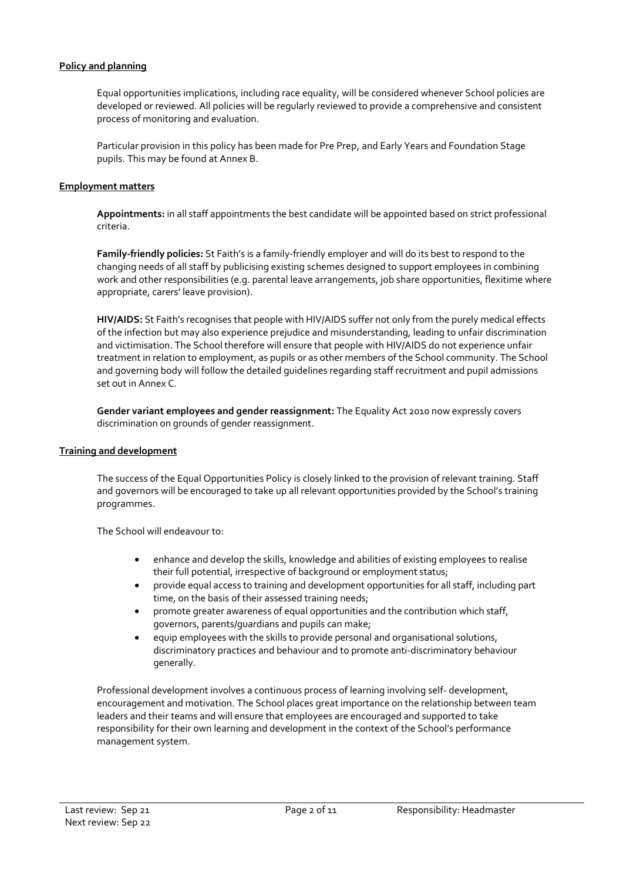## Policy and planning

Equal opportunities implications, including race equality, will be considered whenever School policies are developed or reviewed. All policies will be regularly reviewed to provide a comprehensive and consistent process of monitoring and evaluation.

Particular provision in this policy has been made for Pre Prep, and Early Years and Foundation Stage pupils. This may be found at Annex B.

## Employment matters

**Appointments:** in all staff appointments the best candidate will be appointed based on strict professional criteria.

**Family-friendly policies:** St Faith's is a family-friendly employer and will do its best to respond to the changing needs of all staff by publicising existing schemes designed to support employees in combining work and other responsibilities (e.g. parental leave arrangements, job share opportunities, flexitime where appropriate, carers' leave provision).

**HIV/AIDS:** St Faith's recognises that people with HIV/AIDS suffer not only from the purely medical effects of the infection but may also experience prejudice and misunderstanding, leading to unfair discrimination and victimisation. The School therefore will ensure that people with HIV/AIDS do not experience unfair treatment in relation to employment, as pupils or as other members of the School community. The School and governing body will follow the detailed guidelines regarding staff recruitment and pupil admissions set out in Annex C.

**Gender variant employees and gender reassignment:** The Equality Act 2010 now expressly covers discrimination on grounds of gender reassignment.

## Training and development

The success of the Equal Opportunities Policy is closely linked to the provision of relevant training. Staff and governors will be encouraged to take up all relevant opportunities provided by the School's training programmes.

The School will endeavour to:

- enhance and develop the skills, knowledge and abilities of existing employees to realise their full potential, irrespective of background or employment status;
- provide equal access to training and development opportunities for all staff, including part time, on the basis of their assessed training needs;
- promote greater awareness of equal opportunities and the contribution which staff, governors, parents/guardians and pupils can make;
- equip employees with the skills to provide personal and organisational solutions, discriminatory practices and behaviour and to promote anti-discriminatory behaviour generally.

Professional development involves a continuous process of learning involving self- development, encouragement and motivation. The School places great importance on the relationship between team leaders and their teams and will ensure that employees are encouraged and supported to take responsibility for their own learning and development in the context of the School's performance management system.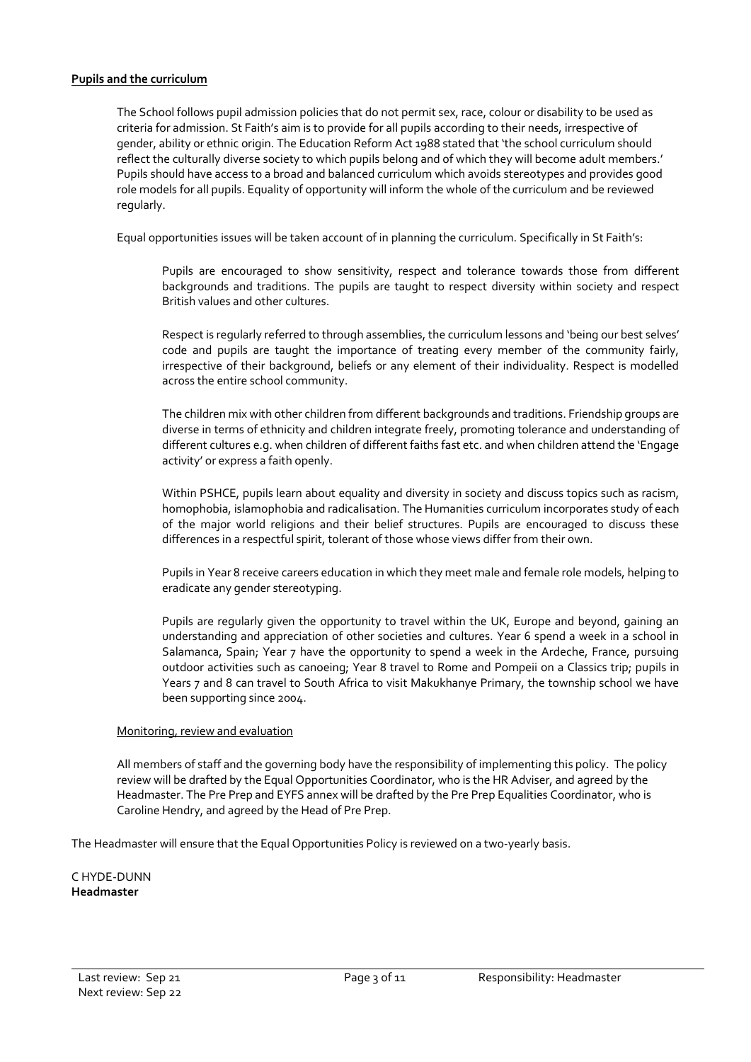**Pupils and the curriculum**

The School follows pupil admission policies that do not permit sex, race, colour or disability to be used as criteria for admission. St Faith's aim is to provide for all pupils according to their needs, irrespective of gender, ability or ethnic origin. The Education Reform Act 1988 stated that 'the school curriculum should reflect the culturally diverse society to which pupils belong and of which they will become adult members.' Pupils should have access to a broad and balanced curriculum which avoids stereotypes and provides good role models for all pupils. Equality of opportunity will inform the whole of the curriculum and be reviewed regularly.

Equal opportunities issues will be taken account of in planning the curriculum. Specifically in St Faith's:

Pupils are encouraged to show sensitivity, respect and tolerance towards those from different backgrounds and traditions. The pupils are taught to respect diversity within society and respect British values and other cultures.

Respect is regularly referred to through assemblies, the curriculum lessons and 'being our best selves' code and pupils are taught the importance of treating every member of the community fairly, irrespective of their background, beliefs or any element of their individuality. Respect is modelled across the entire school community.

The children mix with other children from different backgrounds and traditions. Friendship groups are diverse in terms of ethnicity and children integrate freely, promoting tolerance and understanding of different cultures e.g. when children of different faiths fast etc. and when children attend the 'Engage activity' or express a faith openly.

Within PSHCE, pupils learn about equality and diversity in society and discuss topics such as racism, homophobia, islamophobia and radicalisation. The Humanities curriculum incorporates study of each of the major world religions and their belief structures. Pupils are encouraged to discuss these differences in a respectful spirit, tolerant of those whose views differ from their own.

Pupils in Year 8 receive careers education in which they meet male and female role models, helping to eradicate any gender stereotyping.

Pupils are regularly given the opportunity to travel within the UK, Europe and beyond, gaining an understanding and appreciation of other societies and cultures. Year 6 spend a week in a school in Salamanca, Spain; Year 7 have the opportunity to spend a week in the Ardeche, France, pursuing outdoor activities such as canoeing; Year 8 travel to Rome and Pompeii on a Classics trip; pupils in Years 7 and 8 can travel to South Africa to visit Makukhanye Primary, the township school we have been supporting since 2004.

Monitoring, review and evaluation

All members of staff and the governing body have the responsibility of implementing this policy. The policy review will be drafted by the Equal Opportunities Coordinator, who is the HR Adviser, and agreed by the Headmaster. The Pre Prep and EYFS annex will be drafted by the Pre Prep Equalities Coordinator, who is Caroline Hendry, and agreed by the Head of Pre Prep.

The Headmaster will ensure that the Equal Opportunities Policy is reviewed on a two-yearly basis.

C HYDE-DUNN
**Headmaster**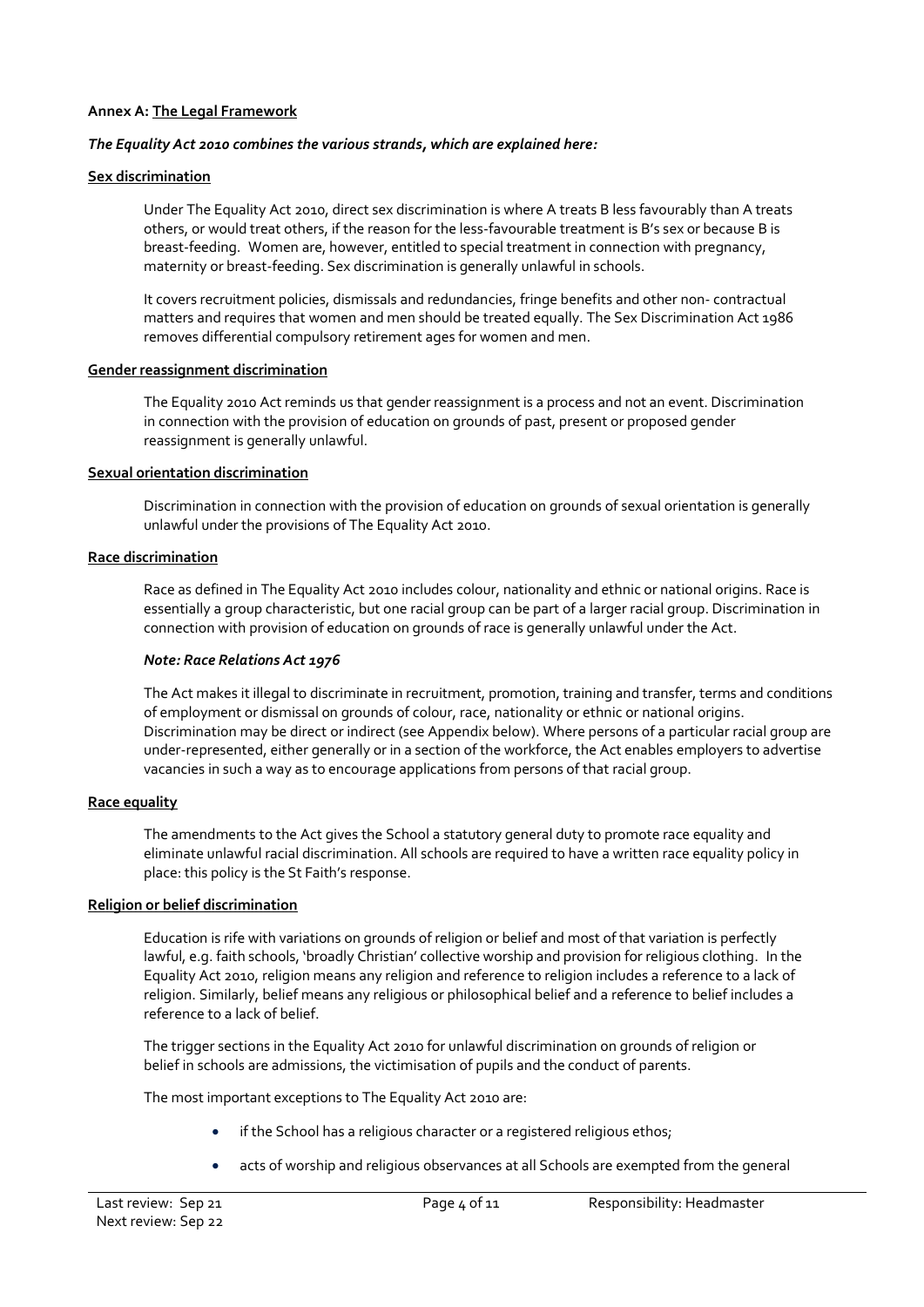**Annex A: The Legal Framework**

***The Equality Act 2010 combines the various strands, which are explained here:***

**Sex discrimination**

Under The Equality Act 2010, direct sex discrimination is where A treats B less favourably than A treats others, or would treat others, if the reason for the less-favourable treatment is B's sex or because B is breast-feeding. Women are, however, entitled to special treatment in connection with pregnancy, maternity or breast-feeding. Sex discrimination is generally unlawful in schools.

It covers recruitment policies, dismissals and redundancies, fringe benefits and other non- contractual matters and requires that women and men should be treated equally. The Sex Discrimination Act 1986 removes differential compulsory retirement ages for women and men.

**Gender reassignment discrimination**

The Equality 2010 Act reminds us that gender reassignment is a process and not an event. Discrimination in connection with the provision of education on grounds of past, present or proposed gender reassignment is generally unlawful.

**Sexual orientation discrimination**

Discrimination in connection with the provision of education on grounds of sexual orientation is generally unlawful under the provisions of The Equality Act 2010.

**Race discrimination**

Race as defined in The Equality Act 2010 includes colour, nationality and ethnic or national origins. Race is essentially a group characteristic, but one racial group can be part of a larger racial group. Discrimination in connection with provision of education on grounds of race is generally unlawful under the Act.

***Note: Race Relations Act 1976***

The Act makes it illegal to discriminate in recruitment, promotion, training and transfer, terms and conditions of employment or dismissal on grounds of colour, race, nationality or ethnic or national origins. Discrimination may be direct or indirect (see Appendix below). Where persons of a particular racial group are under-represented, either generally or in a section of the workforce, the Act enables employers to advertise vacancies in such a way as to encourage applications from persons of that racial group.

**Race equality**

The amendments to the Act gives the School a statutory general duty to promote race equality and eliminate unlawful racial discrimination. All schools are required to have a written race equality policy in place: this policy is the St Faith's response.

**Religion or belief discrimination**

Education is rife with variations on grounds of religion or belief and most of that variation is perfectly lawful, e.g. faith schools, 'broadly Christian' collective worship and provision for religious clothing. In the Equality Act 2010, religion means any religion and reference to religion includes a reference to a lack of religion. Similarly, belief means any religious or philosophical belief and a reference to belief includes a reference to a lack of belief.

The trigger sections in the Equality Act 2010 for unlawful discrimination on grounds of religion or belief in schools are admissions, the victimisation of pupils and the conduct of parents.

The most important exceptions to The Equality Act 2010 are:

- if the School has a religious character or a registered religious ethos;
- acts of worship and religious observances at all Schools are exempted from the general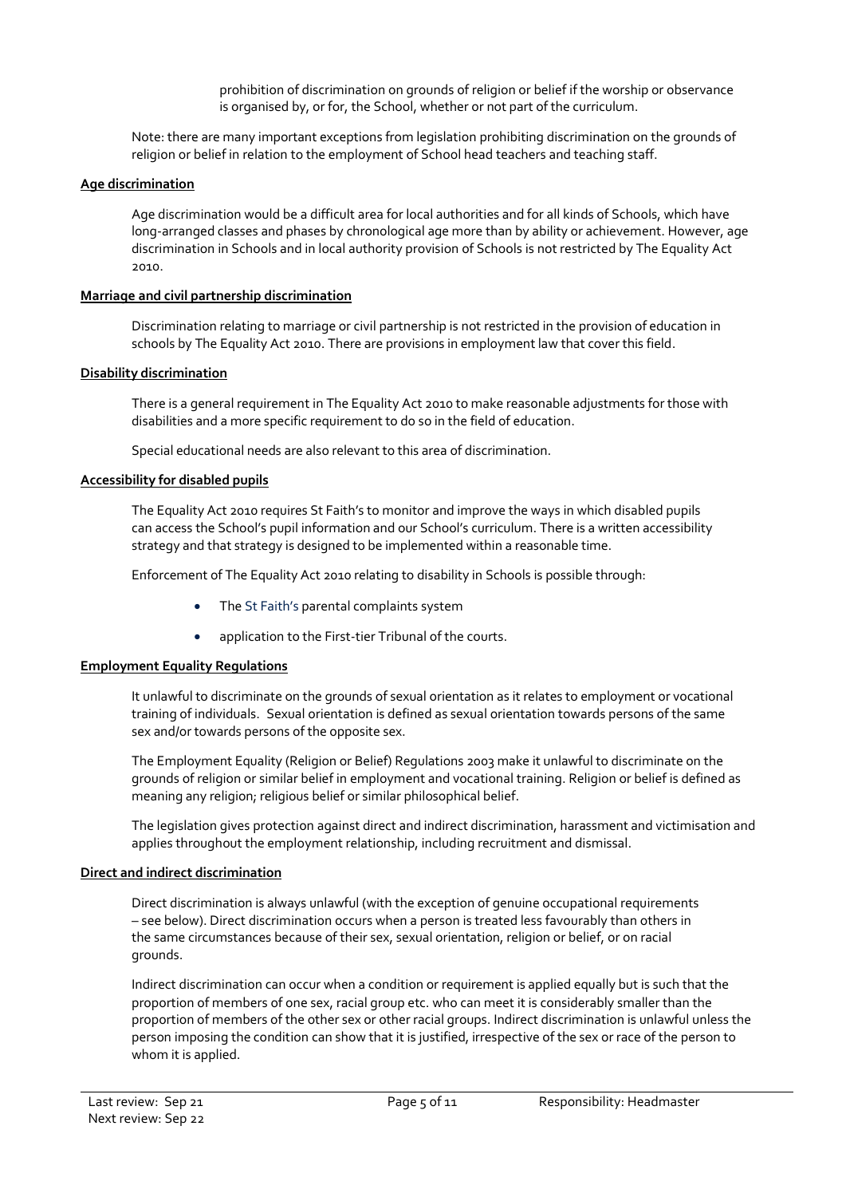prohibition of discrimination on grounds of religion or belief if the worship or observance is organised by, or for, the School, whether or not part of the curriculum.

Note: there are many important exceptions from legislation prohibiting discrimination on the grounds of religion or belief in relation to the employment of School head teachers and teaching staff.

**Age discrimination**

Age discrimination would be a difficult area for local authorities and for all kinds of Schools, which have long-arranged classes and phases by chronological age more than by ability or achievement. However, age discrimination in Schools and in local authority provision of Schools is not restricted by The Equality Act 2010.

**Marriage and civil partnership discrimination**

Discrimination relating to marriage or civil partnership is not restricted in the provision of education in schools by The Equality Act 2010. There are provisions in employment law that cover this field.

**Disability discrimination**

There is a general requirement in The Equality Act 2010 to make reasonable adjustments for those with disabilities and a more specific requirement to do so in the field of education.

Special educational needs are also relevant to this area of discrimination.

**Accessibility for disabled pupils**

The Equality Act 2010 requires St Faith's to monitor and improve the ways in which disabled pupils can access the School's pupil information and our School's curriculum. There is a written accessibility strategy and that strategy is designed to be implemented within a reasonable time.

Enforcement of The Equality Act 2010 relating to disability in Schools is possible through:

- The St Faith's parental complaints system
- application to the First-tier Tribunal of the courts.

**Employment Equality Regulations**

It unlawful to discriminate on the grounds of sexual orientation as it relates to employment or vocational training of individuals. Sexual orientation is defined as sexual orientation towards persons of the same sex and/or towards persons of the opposite sex.

The Employment Equality (Religion or Belief) Regulations 2003 make it unlawful to discriminate on the grounds of religion or similar belief in employment and vocational training. Religion or belief is defined as meaning any religion; religious belief or similar philosophical belief.

The legislation gives protection against direct and indirect discrimination, harassment and victimisation and applies throughout the employment relationship, including recruitment and dismissal.

**Direct and indirect discrimination**

Direct discrimination is always unlawful (with the exception of genuine occupational requirements – see below). Direct discrimination occurs when a person is treated less favourably than others in the same circumstances because of their sex, sexual orientation, religion or belief, or on racial grounds.

Indirect discrimination can occur when a condition or requirement is applied equally but is such that the proportion of members of one sex, racial group etc. who can meet it is considerably smaller than the proportion of members of the other sex or other racial groups. Indirect discrimination is unlawful unless the person imposing the condition can show that it is justified, irrespective of the sex or race of the person to whom it is applied.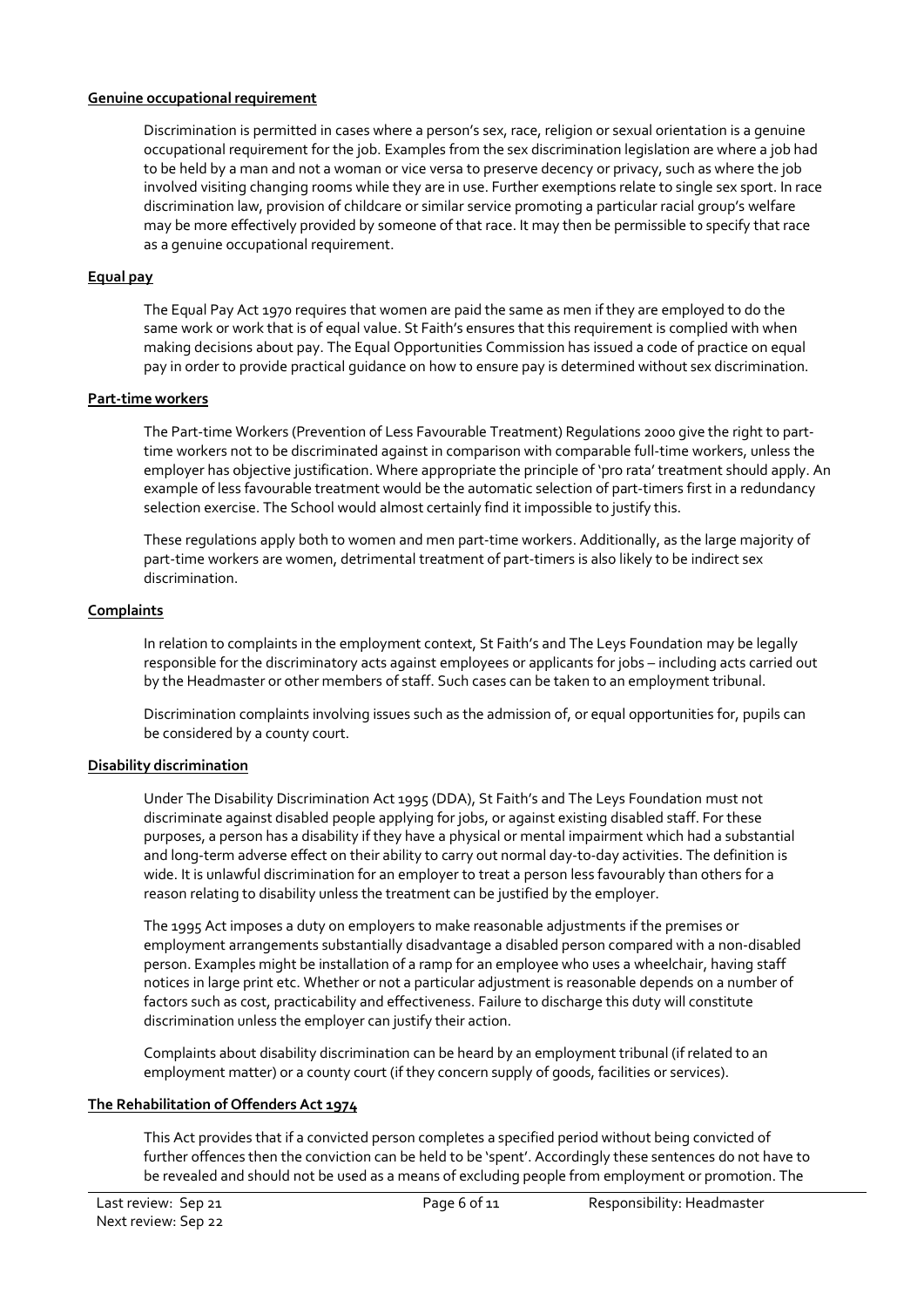**Genuine occupational requirement**

Discrimination is permitted in cases where a person's sex, race, religion or sexual orientation is a genuine occupational requirement for the job. Examples from the sex discrimination legislation are where a job had to be held by a man and not a woman or vice versa to preserve decency or privacy, such as where the job involved visiting changing rooms while they are in use. Further exemptions relate to single sex sport. In race discrimination law, provision of childcare or similar service promoting a particular racial group's welfare may be more effectively provided by someone of that race. It may then be permissible to specify that race as a genuine occupational requirement.

**Equal pay**

The Equal Pay Act 1970 requires that women are paid the same as men if they are employed to do the same work or work that is of equal value. St Faith's ensures that this requirement is complied with when making decisions about pay. The Equal Opportunities Commission has issued a code of practice on equal pay in order to provide practical guidance on how to ensure pay is determined without sex discrimination.

**Part-time workers**

The Part-time Workers (Prevention of Less Favourable Treatment) Regulations 2000 give the right to part-time workers not to be discriminated against in comparison with comparable full-time workers, unless the employer has objective justification. Where appropriate the principle of 'pro rata' treatment should apply. An example of less favourable treatment would be the automatic selection of part-timers first in a redundancy selection exercise. The School would almost certainly find it impossible to justify this.

These regulations apply both to women and men part-time workers. Additionally, as the large majority of part-time workers are women, detrimental treatment of part-timers is also likely to be indirect sex discrimination.

**Complaints**

In relation to complaints in the employment context, St Faith's and The Leys Foundation may be legally responsible for the discriminatory acts against employees or applicants for jobs – including acts carried out by the Headmaster or other members of staff. Such cases can be taken to an employment tribunal.

Discrimination complaints involving issues such as the admission of, or equal opportunities for, pupils can be considered by a county court.

**Disability discrimination**

Under The Disability Discrimination Act 1995 (DDA), St Faith's and The Leys Foundation must not discriminate against disabled people applying for jobs, or against existing disabled staff. For these purposes, a person has a disability if they have a physical or mental impairment which had a substantial and long-term adverse effect on their ability to carry out normal day-to-day activities. The definition is wide. It is unlawful discrimination for an employer to treat a person less favourably than others for a reason relating to disability unless the treatment can be justified by the employer.

The 1995 Act imposes a duty on employers to make reasonable adjustments if the premises or employment arrangements substantially disadvantage a disabled person compared with a non-disabled person. Examples might be installation of a ramp for an employee who uses a wheelchair, having staff notices in large print etc. Whether or not a particular adjustment is reasonable depends on a number of factors such as cost, practicability and effectiveness. Failure to discharge this duty will constitute discrimination unless the employer can justify their action.

Complaints about disability discrimination can be heard by an employment tribunal (if related to an employment matter) or a county court (if they concern supply of goods, facilities or services).

**The Rehabilitation of Offenders Act 1974**

This Act provides that if a convicted person completes a specified period without being convicted of further offences then the conviction can be held to be 'spent'. Accordingly these sentences do not have to be revealed and should not be used as a means of excluding people from employment or promotion. The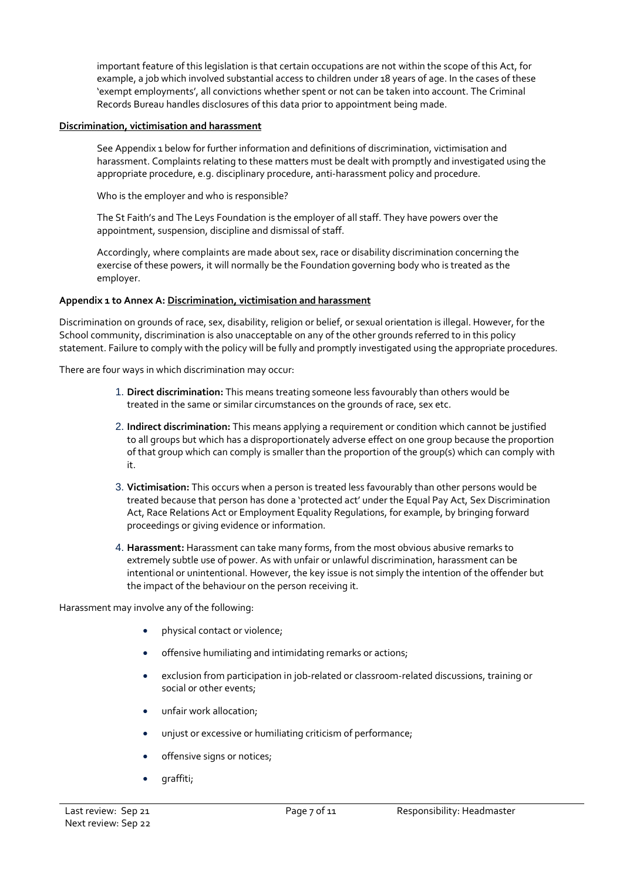important feature of this legislation is that certain occupations are not within the scope of this Act, for example, a job which involved substantial access to children under 18 years of age. In the cases of these 'exempt employments', all convictions whether spent or not can be taken into account. The Criminal Records Bureau handles disclosures of this data prior to appointment being made.

**Discrimination, victimisation and harassment**

See Appendix 1 below for further information and definitions of discrimination, victimisation and harassment. Complaints relating to these matters must be dealt with promptly and investigated using the appropriate procedure, e.g. disciplinary procedure, anti-harassment policy and procedure.

Who is the employer and who is responsible?

The St Faith's and The Leys Foundation is the employer of all staff. They have powers over the appointment, suspension, discipline and dismissal of staff.

Accordingly, where complaints are made about sex, race or disability discrimination concerning the exercise of these powers, it will normally be the Foundation governing body who is treated as the employer.

**Appendix 1 to Annex A: Discrimination, victimisation and harassment**

Discrimination on grounds of race, sex, disability, religion or belief, or sexual orientation is illegal. However, for the School community, discrimination is also unacceptable on any of the other grounds referred to in this policy statement. Failure to comply with the policy will be fully and promptly investigated using the appropriate procedures.

There are four ways in which discrimination may occur:

1. **Direct discrimination:** This means treating someone less favourably than others would be treated in the same or similar circumstances on the grounds of race, sex etc.
2. **Indirect discrimination:** This means applying a requirement or condition which cannot be justified to all groups but which has a disproportionately adverse effect on one group because the proportion of that group which can comply is smaller than the proportion of the group(s) which can comply with it.
3. **Victimisation:** This occurs when a person is treated less favourably than other persons would be treated because that person has done a 'protected act' under the Equal Pay Act, Sex Discrimination Act, Race Relations Act or Employment Equality Regulations, for example, by bringing forward proceedings or giving evidence or information.
4. **Harassment:** Harassment can take many forms, from the most obvious abusive remarks to extremely subtle use of power. As with unfair or unlawful discrimination, harassment can be intentional or unintentional. However, the key issue is not simply the intention of the offender but the impact of the behaviour on the person receiving it.

Harassment may involve any of the following:

- physical contact or violence;
- offensive humiliating and intimidating remarks or actions;
- exclusion from participation in job-related or classroom-related discussions, training or social or other events;
- unfair work allocation;
- unjust or excessive or humiliating criticism of performance;
- offensive signs or notices;
- graffiti;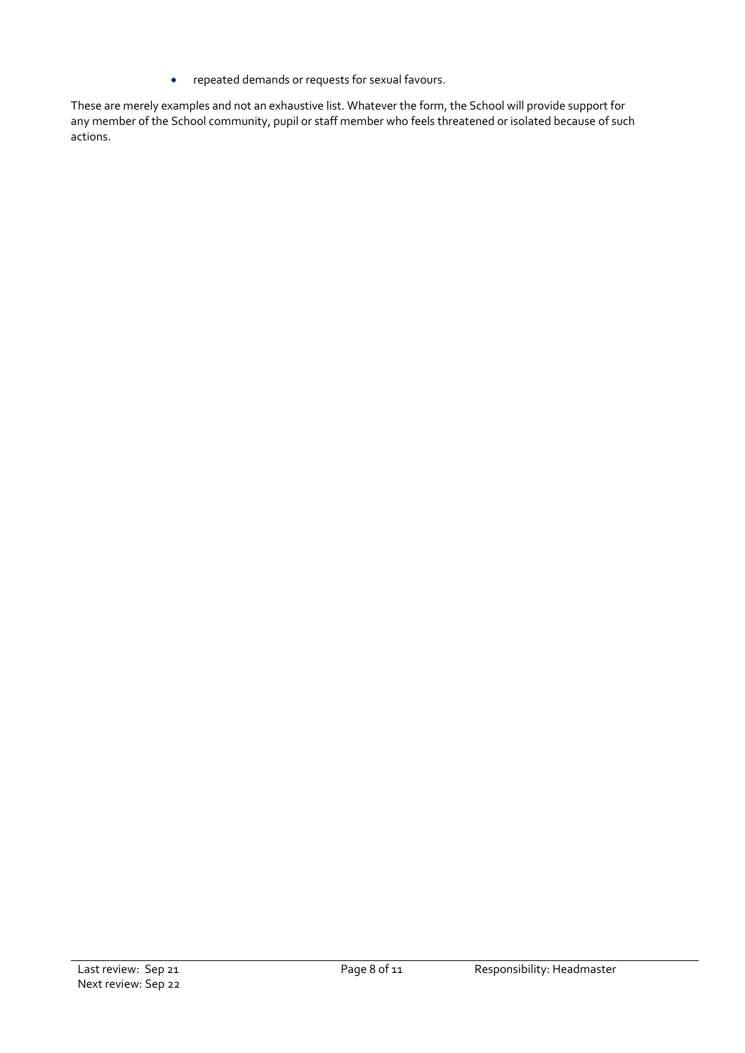- repeated demands or requests for sexual favours.

These are merely examples and not an exhaustive list. Whatever the form, the School will provide support for any member of the School community, pupil or staff member who feels threatened or isolated because of such actions.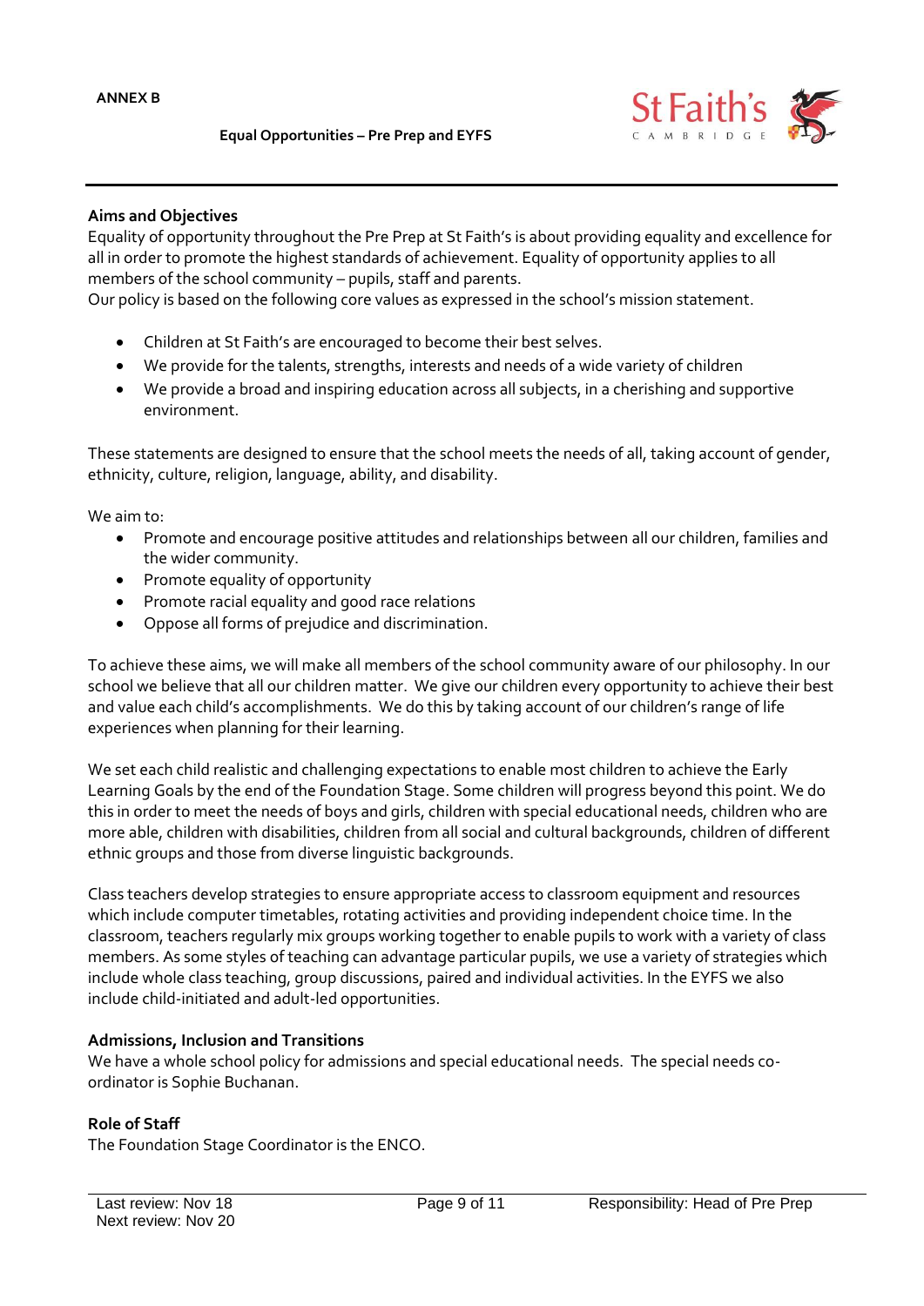**ANNEX B**

**Equal Opportunities – Pre Prep and EYFS**

## Aims and Objectives

Equality of opportunity throughout the Pre Prep at St Faith's is about providing equality and excellence for all in order to promote the highest standards of achievement. Equality of opportunity applies to all members of the school community – pupils, staff and parents.
Our policy is based on the following core values as expressed in the school's mission statement.

- Children at St Faith's are encouraged to become their best selves.
- We provide for the talents, strengths, interests and needs of a wide variety of children
- We provide a broad and inspiring education across all subjects, in a cherishing and supportive environment.

These statements are designed to ensure that the school meets the needs of all, taking account of gender, ethnicity, culture, religion, language, ability, and disability.

We aim to:

- Promote and encourage positive attitudes and relationships between all our children, families and the wider community.
- Promote equality of opportunity
- Promote racial equality and good race relations
- Oppose all forms of prejudice and discrimination.

To achieve these aims, we will make all members of the school community aware of our philosophy. In our school we believe that all our children matter. We give our children every opportunity to achieve their best and value each child's accomplishments. We do this by taking account of our children's range of life experiences when planning for their learning.

We set each child realistic and challenging expectations to enable most children to achieve the Early Learning Goals by the end of the Foundation Stage. Some children will progress beyond this point. We do this in order to meet the needs of boys and girls, children with special educational needs, children who are more able, children with disabilities, children from all social and cultural backgrounds, children of different ethnic groups and those from diverse linguistic backgrounds.

Class teachers develop strategies to ensure appropriate access to classroom equipment and resources which include computer timetables, rotating activities and providing independent choice time. In the classroom, teachers regularly mix groups working together to enable pupils to work with a variety of class members. As some styles of teaching can advantage particular pupils, we use a variety of strategies which include whole class teaching, group discussions, paired and individual activities. In the EYFS we also include child-initiated and adult-led opportunities.

## Admissions, Inclusion and Transitions

We have a whole school policy for admissions and special educational needs. The special needs co-ordinator is Sophie Buchanan.

## Role of Staff

The Foundation Stage Coordinator is the ENCO.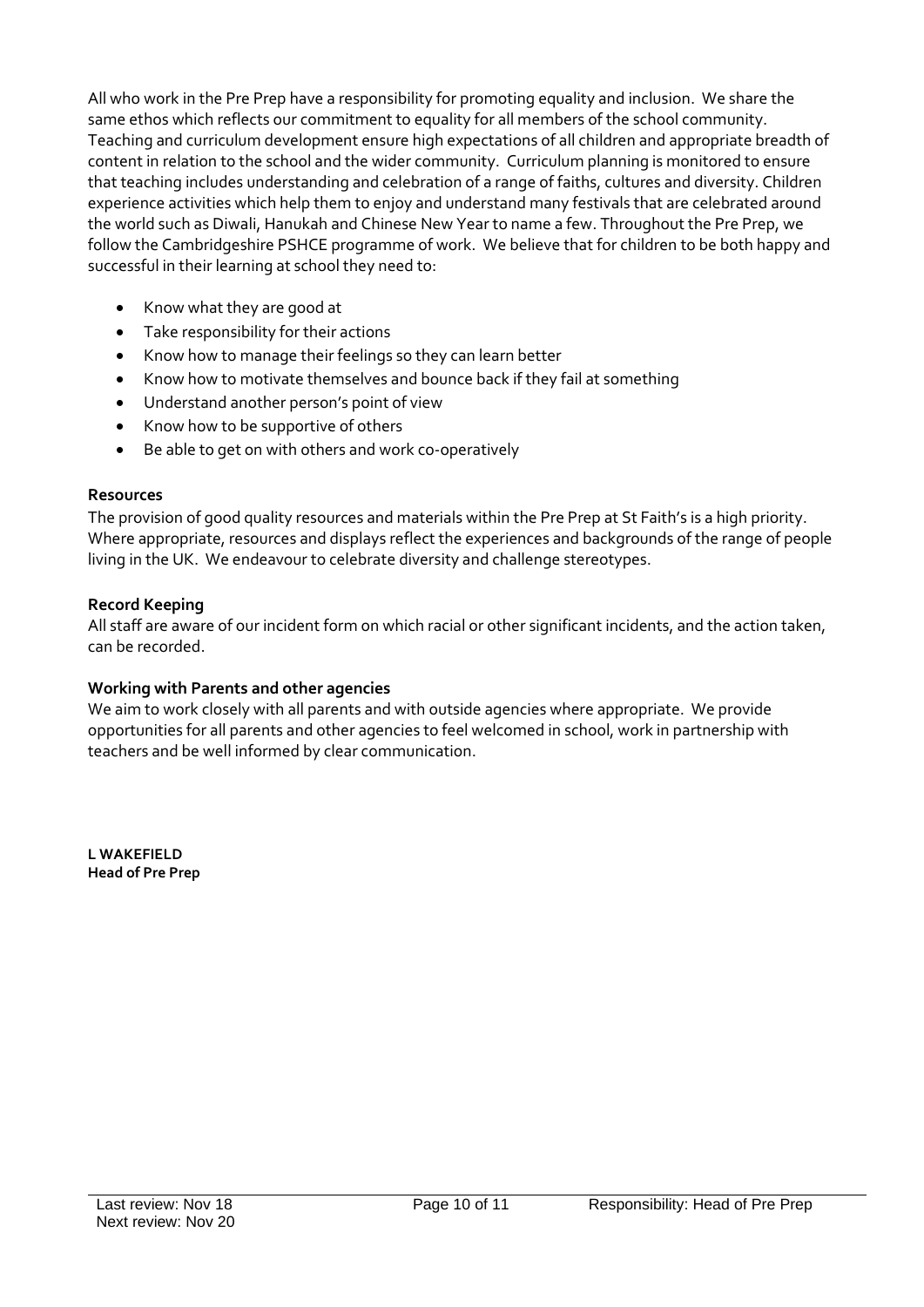All who work in the Pre Prep have a responsibility for promoting equality and inclusion. We share the same ethos which reflects our commitment to equality for all members of the school community. Teaching and curriculum development ensure high expectations of all children and appropriate breadth of content in relation to the school and the wider community. Curriculum planning is monitored to ensure that teaching includes understanding and celebration of a range of faiths, cultures and diversity. Children experience activities which help them to enjoy and understand many festivals that are celebrated around the world such as Diwali, Hanukah and Chinese New Year to name a few. Throughout the Pre Prep, we follow the Cambridgeshire PSHCE programme of work. We believe that for children to be both happy and successful in their learning at school they need to:

- Know what they are good at
- Take responsibility for their actions
- Know how to manage their feelings so they can learn better
- Know how to motivate themselves and bounce back if they fail at something
- Understand another person's point of view
- Know how to be supportive of others
- Be able to get on with others and work co-operatively

**Resources**

The provision of good quality resources and materials within the Pre Prep at St Faith's is a high priority. Where appropriate, resources and displays reflect the experiences and backgrounds of the range of people living in the UK. We endeavour to celebrate diversity and challenge stereotypes.

**Record Keeping**

All staff are aware of our incident form on which racial or other significant incidents, and the action taken, can be recorded.

**Working with Parents and other agencies**

We aim to work closely with all parents and with outside agencies where appropriate. We provide opportunities for all parents and other agencies to feel welcomed in school, work in partnership with teachers and be well informed by clear communication.

**L WAKEFIELD**
**Head of Pre Prep**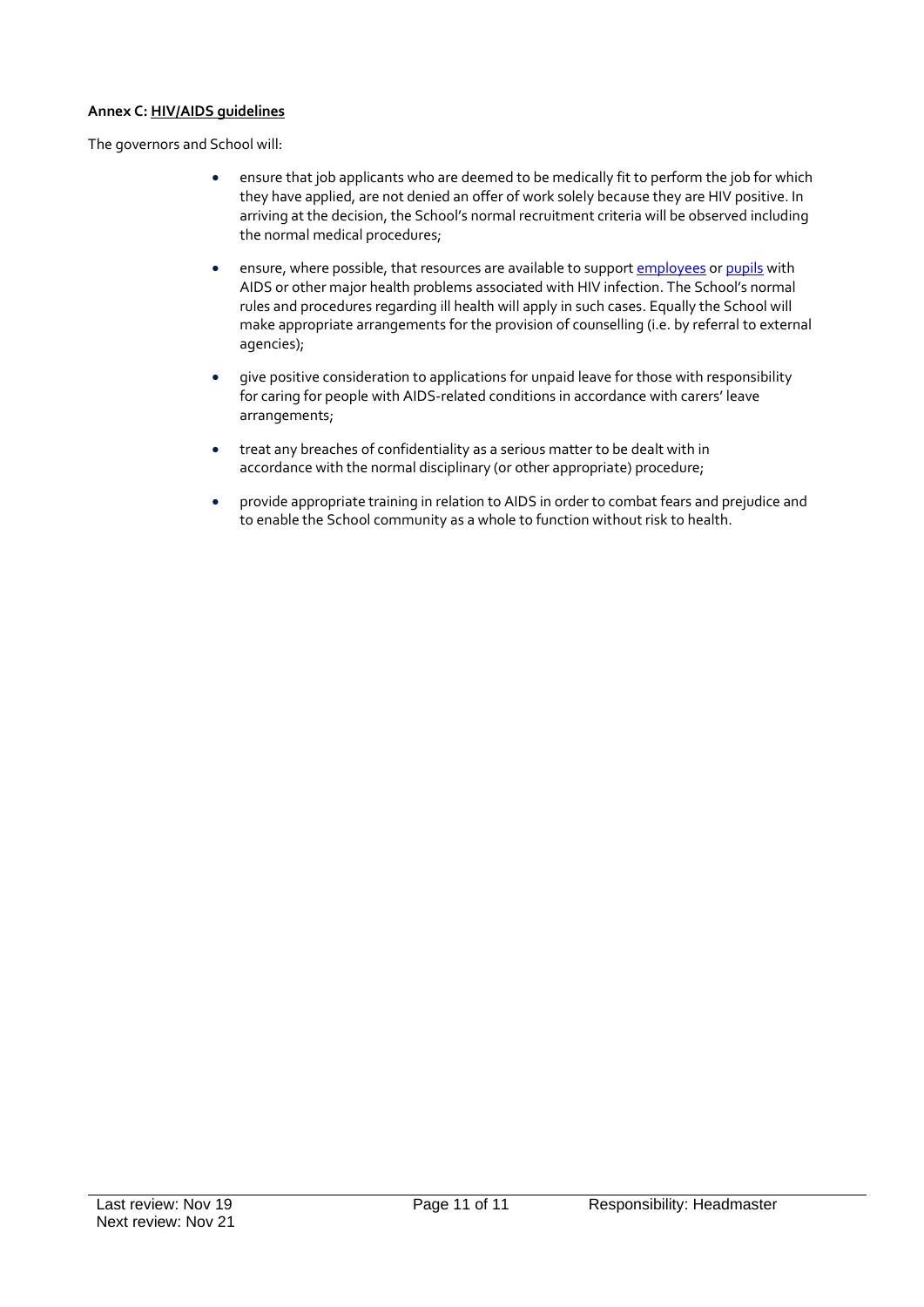**Annex C: HIV/AIDS guidelines**

The governors and School will:

- ensure that job applicants who are deemed to be medically fit to perform the job for which they have applied, are not denied an offer of work solely because they are HIV positive. In arriving at the decision, the School's normal recruitment criteria will be observed including the normal medical procedures;
- ensure, where possible, that resources are available to support employees or pupils with AIDS or other major health problems associated with HIV infection. The School's normal rules and procedures regarding ill health will apply in such cases. Equally the School will make appropriate arrangements for the provision of counselling (i.e. by referral to external agencies);
- give positive consideration to applications for unpaid leave for those with responsibility for caring for people with AIDS-related conditions in accordance with carers' leave arrangements;
- treat any breaches of confidentiality as a serious matter to be dealt with in accordance with the normal disciplinary (or other appropriate) procedure;
- provide appropriate training in relation to AIDS in order to combat fears and prejudice and to enable the School community as a whole to function without risk to health.